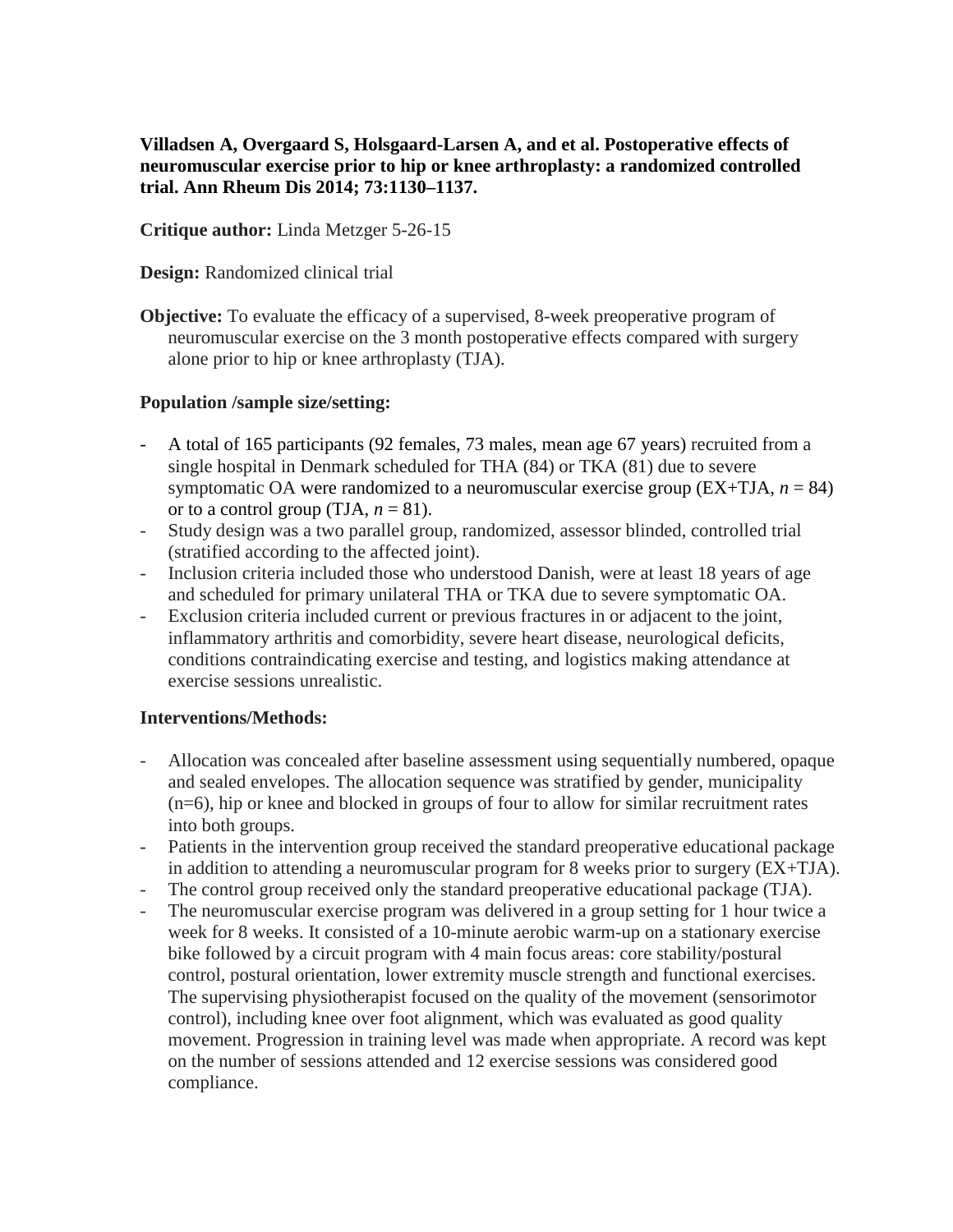**Villadsen A, Overgaard S, Holsgaard-Larsen A, and et al. Postoperative effects of neuromuscular exercise prior to hip or knee arthroplasty: a randomized controlled trial. Ann Rheum Dis 2014; 73:1130–1137.**

**Critique author:** Linda Metzger 5-26-15

**Design:** Randomized clinical trial

**Objective:** To evaluate the efficacy of a supervised, 8-week preoperative program of neuromuscular exercise on the 3 month postoperative effects compared with surgery alone prior to hip or knee arthroplasty (TJA).

**Population /sample size/setting:**

- A total of 165 participants (92 females, 73 males, mean age 67 years) recruited from a single hospital in Denmark scheduled for THA (84) or TKA (81) due to severe symptomatic OA were randomized to a neuromuscular exercise group (EX+TJA, *n* = 84) or to a control group (TJA, *n* = 81).
- Study design was a two parallel group, randomized, assessor blinded, controlled trial (stratified according to the affected joint).
- Inclusion criteria included those who understood Danish, were at least 18 years of age and scheduled for primary unilateral THA or TKA due to severe symptomatic OA.
- Exclusion criteria included current or previous fractures in or adjacent to the joint, inflammatory arthritis and comorbidity, severe heart disease, neurological deficits, conditions contraindicating exercise and testing, and logistics making attendance at exercise sessions unrealistic.

**Interventions/Methods:**

- Allocation was concealed after baseline assessment using sequentially numbered, opaque and sealed envelopes. The allocation sequence was stratified by gender, municipality (n=6), hip or knee and blocked in groups of four to allow for similar recruitment rates into both groups.
- Patients in the intervention group received the standard preoperative educational package in addition to attending a neuromuscular program for 8 weeks prior to surgery (EX+TJA).
- The control group received only the standard preoperative educational package (TJA).
- The neuromuscular exercise program was delivered in a group setting for 1 hour twice a week for 8 weeks. It consisted of a 10-minute aerobic warm-up on a stationary exercise bike followed by a circuit program with 4 main focus areas: core stability/postural control, postural orientation, lower extremity muscle strength and functional exercises. The supervising physiotherapist focused on the quality of the movement (sensorimotor control), including knee over foot alignment, which was evaluated as good quality movement. Progression in training level was made when appropriate. A record was kept on the number of sessions attended and 12 exercise sessions was considered good compliance.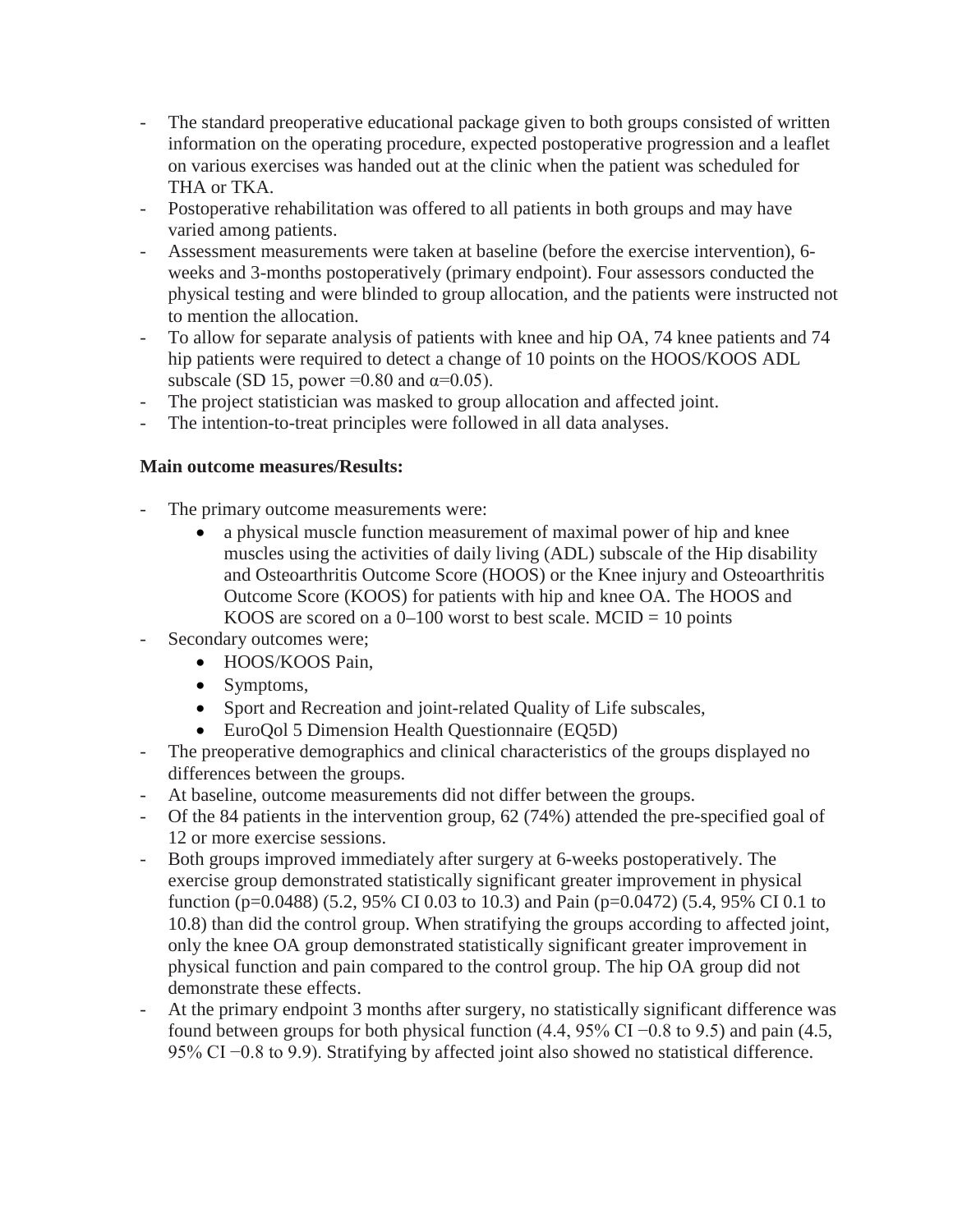- The standard preoperative educational package given to both groups consisted of written information on the operating procedure, expected postoperative progression and a leaflet on various exercises was handed out at the clinic when the patient was scheduled for THA or TKA.
- Postoperative rehabilitation was offered to all patients in both groups and may have varied among patients.
- Assessment measurements were taken at baseline (before the exercise intervention), 6-weeks and 3-months postoperatively (primary endpoint). Four assessors conducted the physical testing and were blinded to group allocation, and the patients were instructed not to mention the allocation.
- To allow for separate analysis of patients with knee and hip OA, 74 knee patients and 74 hip patients were required to detect a change of 10 points on the HOOS/KOOS ADL subscale (SD 15, power =0.80 and $\alpha$=0.05).
- The project statistician was masked to group allocation and affected joint.
- The intention-to-treat principles were followed in all data analyses.

**Main outcome measures/Results:**

- The primary outcome measurements were:
    - a physical muscle function measurement of maximal power of hip and knee muscles using the activities of daily living (ADL) subscale of the Hip disability and Osteoarthritis Outcome Score (HOOS) or the Knee injury and Osteoarthritis Outcome Score (KOOS) for patients with hip and knee OA. The HOOS and KOOS are scored on a 0–100 worst to best scale. MCID = 10 points
- Secondary outcomes were;
    - HOOS/KOOS Pain,
    - Symptoms,
    - Sport and Recreation and joint-related Quality of Life subscales,
    - EuroQol 5 Dimension Health Questionnaire (EQ5D)
- The preoperative demographics and clinical characteristics of the groups displayed no differences between the groups.
- At baseline, outcome measurements did not differ between the groups.
- Of the 84 patients in the intervention group, 62 (74%) attended the pre-specified goal of 12 or more exercise sessions.
- Both groups improved immediately after surgery at 6-weeks postoperatively. The exercise group demonstrated statistically significant greater improvement in physical function ($p$=0.0488) (5.2, 95% CI 0.03 to 10.3) and Pain ($p$=0.0472) (5.4, 95% CI 0.1 to 10.8) than did the control group. When stratifying the groups according to affected joint, only the knee OA group demonstrated statistically significant greater improvement in physical function and pain compared to the control group. The hip OA group did not demonstrate these effects.
- At the primary endpoint 3 months after surgery, no statistically significant difference was found between groups for both physical function (4.4, 95% CI −0.8 to 9.5) and pain (4.5, 95% CI −0.8 to 9.9). Stratifying by affected joint also showed no statistical difference.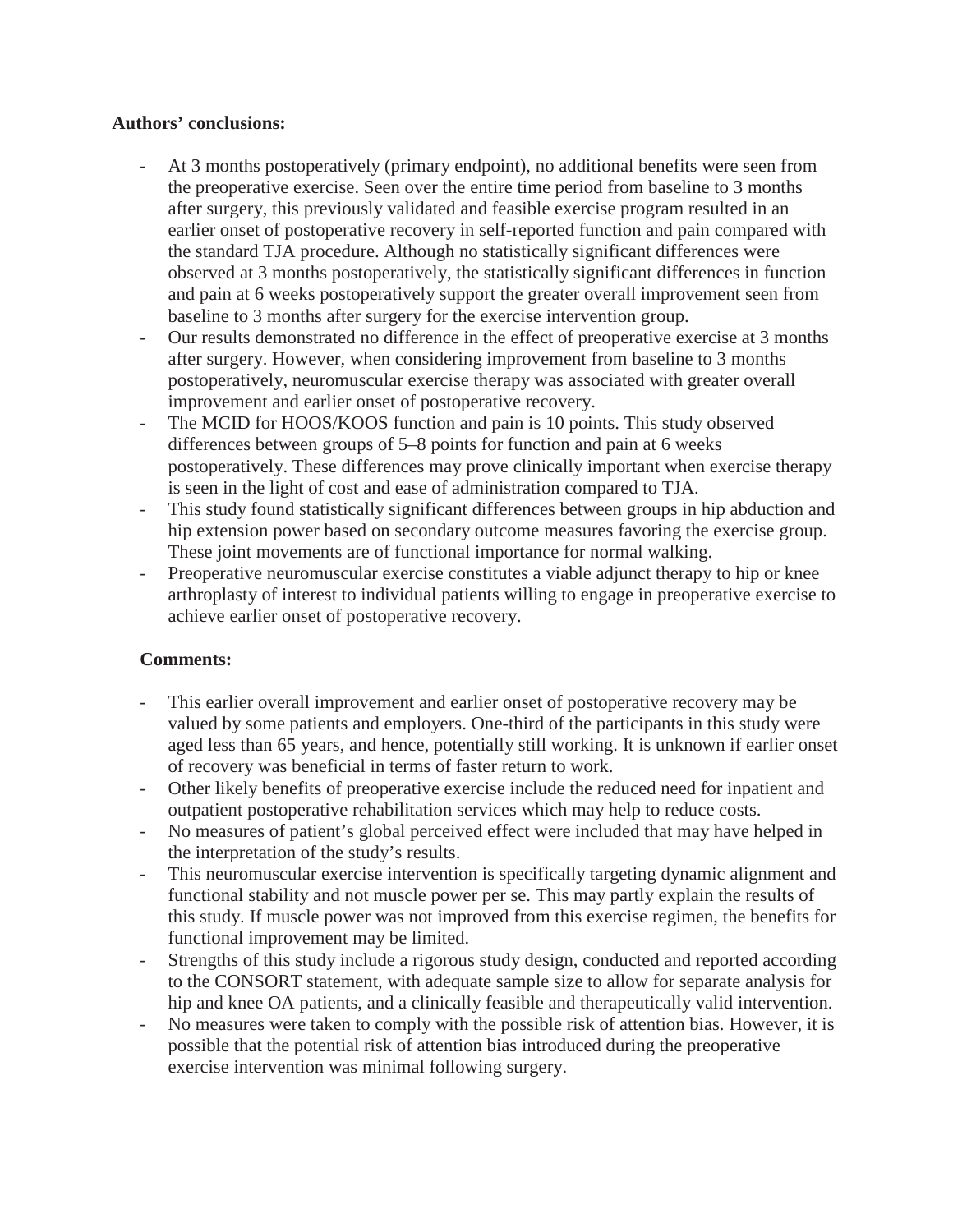**Authors' conclusions:**

- At 3 months postoperatively (primary endpoint), no additional benefits were seen from the preoperative exercise. Seen over the entire time period from baseline to 3 months after surgery, this previously validated and feasible exercise program resulted in an earlier onset of postoperative recovery in self-reported function and pain compared with the standard TJA procedure. Although no statistically significant differences were observed at 3 months postoperatively, the statistically significant differences in function and pain at 6 weeks postoperatively support the greater overall improvement seen from baseline to 3 months after surgery for the exercise intervention group.
- Our results demonstrated no difference in the effect of preoperative exercise at 3 months after surgery. However, when considering improvement from baseline to 3 months postoperatively, neuromuscular exercise therapy was associated with greater overall improvement and earlier onset of postoperative recovery.
- The MCID for HOOS/KOOS function and pain is 10 points. This study observed differences between groups of 5–8 points for function and pain at 6 weeks postoperatively. These differences may prove clinically important when exercise therapy is seen in the light of cost and ease of administration compared to TJA.
- This study found statistically significant differences between groups in hip abduction and hip extension power based on secondary outcome measures favoring the exercise group. These joint movements are of functional importance for normal walking.
- Preoperative neuromuscular exercise constitutes a viable adjunct therapy to hip or knee arthroplasty of interest to individual patients willing to engage in preoperative exercise to achieve earlier onset of postoperative recovery.

**Comments:**

- This earlier overall improvement and earlier onset of postoperative recovery may be valued by some patients and employers. One-third of the participants in this study were aged less than 65 years, and hence, potentially still working. It is unknown if earlier onset of recovery was beneficial in terms of faster return to work.
- Other likely benefits of preoperative exercise include the reduced need for inpatient and outpatient postoperative rehabilitation services which may help to reduce costs.
- No measures of patient's global perceived effect were included that may have helped in the interpretation of the study's results.
- This neuromuscular exercise intervention is specifically targeting dynamic alignment and functional stability and not muscle power per se. This may partly explain the results of this study. If muscle power was not improved from this exercise regimen, the benefits for functional improvement may be limited.
- Strengths of this study include a rigorous study design, conducted and reported according to the CONSORT statement, with adequate sample size to allow for separate analysis for hip and knee OA patients, and a clinically feasible and therapeutically valid intervention.
- No measures were taken to comply with the possible risk of attention bias. However, it is possible that the potential risk of attention bias introduced during the preoperative exercise intervention was minimal following surgery.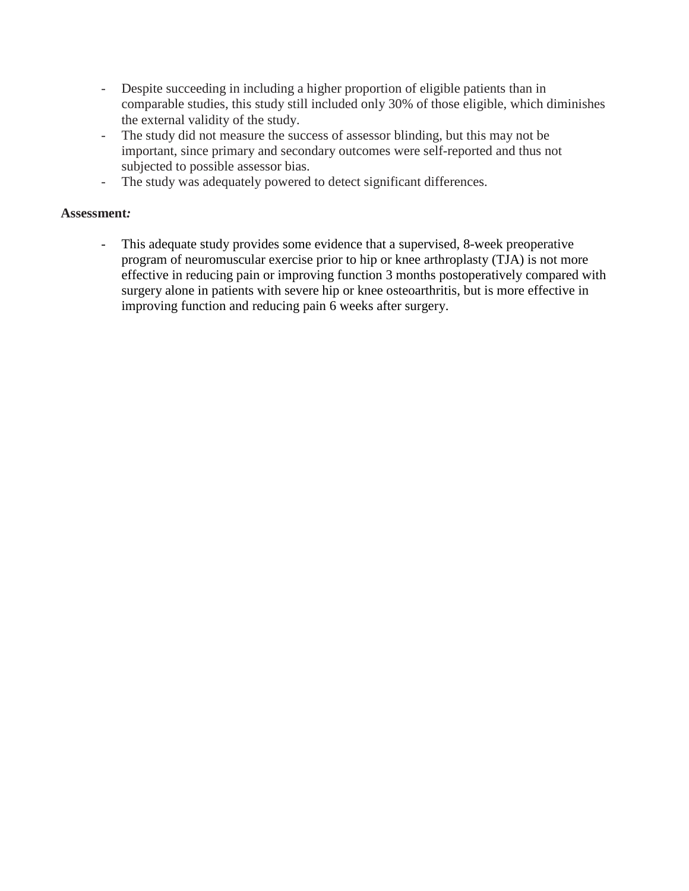- Despite succeeding in including a higher proportion of eligible patients than in comparable studies, this study still included only 30% of those eligible, which diminishes the external validity of the study.
- The study did not measure the success of assessor blinding, but this may not be important, since primary and secondary outcomes were self-reported and thus not subjected to possible assessor bias.
- The study was adequately powered to detect significant differences.

**Assessment*:***

- This adequate study provides some evidence that a supervised, 8-week preoperative program of neuromuscular exercise prior to hip or knee arthroplasty (TJA) is not more effective in reducing pain or improving function 3 months postoperatively compared with surgery alone in patients with severe hip or knee osteoarthritis, but is more effective in improving function and reducing pain 6 weeks after surgery.